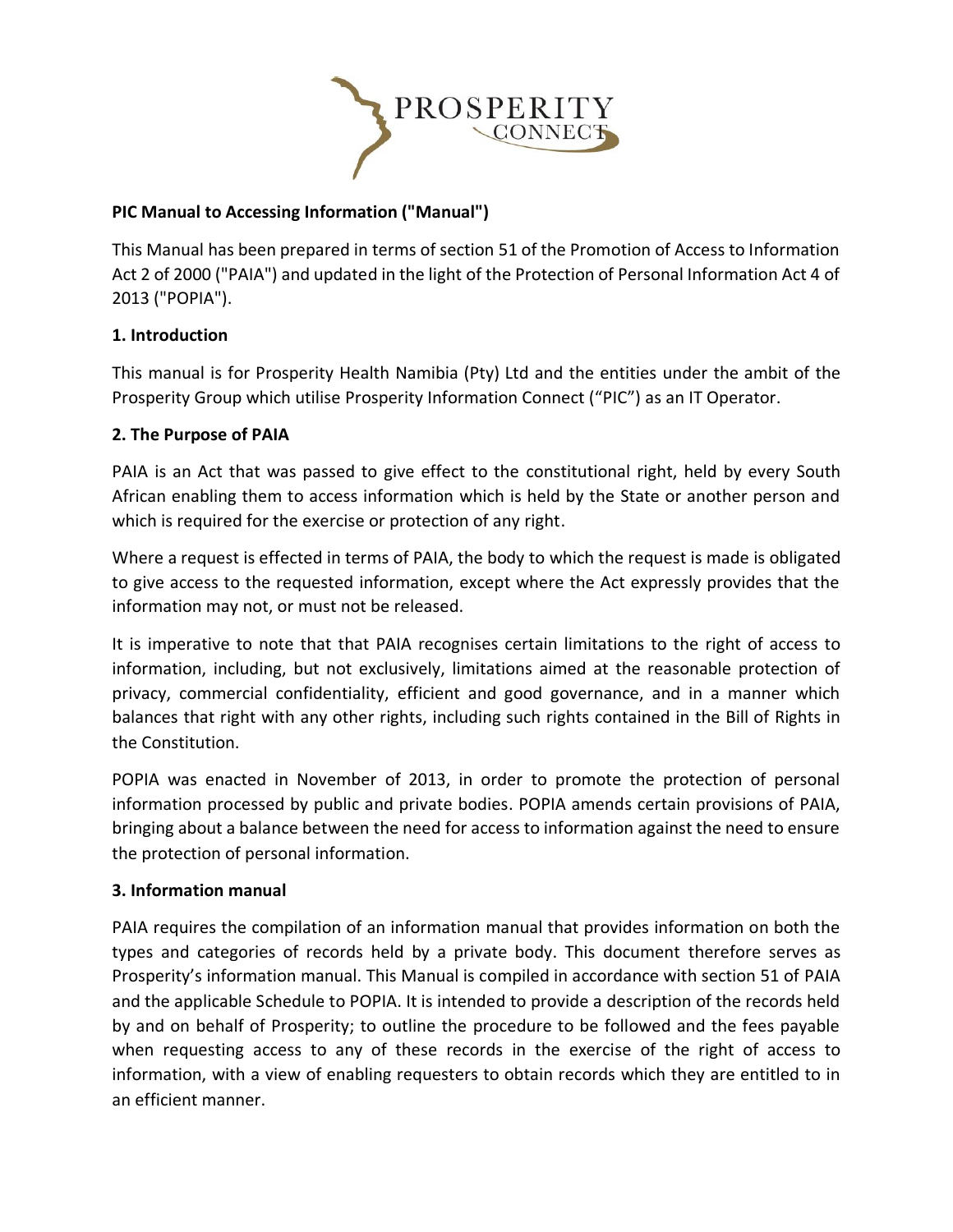PROSPERITY
CONNECT

**PIC Manual to Accessing Information ("Manual")**

This Manual has been prepared in terms of section 51 of the Promotion of Access to Information Act 2 of 2000 ("PAIA") and updated in the light of the Protection of Personal Information Act 4 of 2013 ("POPIA").

## 1. Introduction

This manual is for Prosperity Health Namibia (Pty) Ltd and the entities under the ambit of the Prosperity Group which utilise Prosperity Information Connect ("PIC") as an IT Operator.

## 2. The Purpose of PAIA

PAIA is an Act that was passed to give effect to the constitutional right, held by every South African enabling them to access information which is held by the State or another person and which is required for the exercise or protection of any right.

Where a request is effected in terms of PAIA, the body to which the request is made is obligated to give access to the requested information, except where the Act expressly provides that the information may not, or must not be released.

It is imperative to note that that PAIA recognises certain limitations to the right of access to information, including, but not exclusively, limitations aimed at the reasonable protection of privacy, commercial confidentiality, efficient and good governance, and in a manner which balances that right with any other rights, including such rights contained in the Bill of Rights in the Constitution.

POPIA was enacted in November of 2013, in order to promote the protection of personal information processed by public and private bodies. POPIA amends certain provisions of PAIA, bringing about a balance between the need for access to information against the need to ensure the protection of personal information.

## 3. Information manual

PAIA requires the compilation of an information manual that provides information on both the types and categories of records held by a private body. This document therefore serves as Prosperity's information manual. This Manual is compiled in accordance with section 51 of PAIA and the applicable Schedule to POPIA. It is intended to provide a description of the records held by and on behalf of Prosperity; to outline the procedure to be followed and the fees payable when requesting access to any of these records in the exercise of the right of access to information, with a view of enabling requesters to obtain records which they are entitled to in an efficient manner.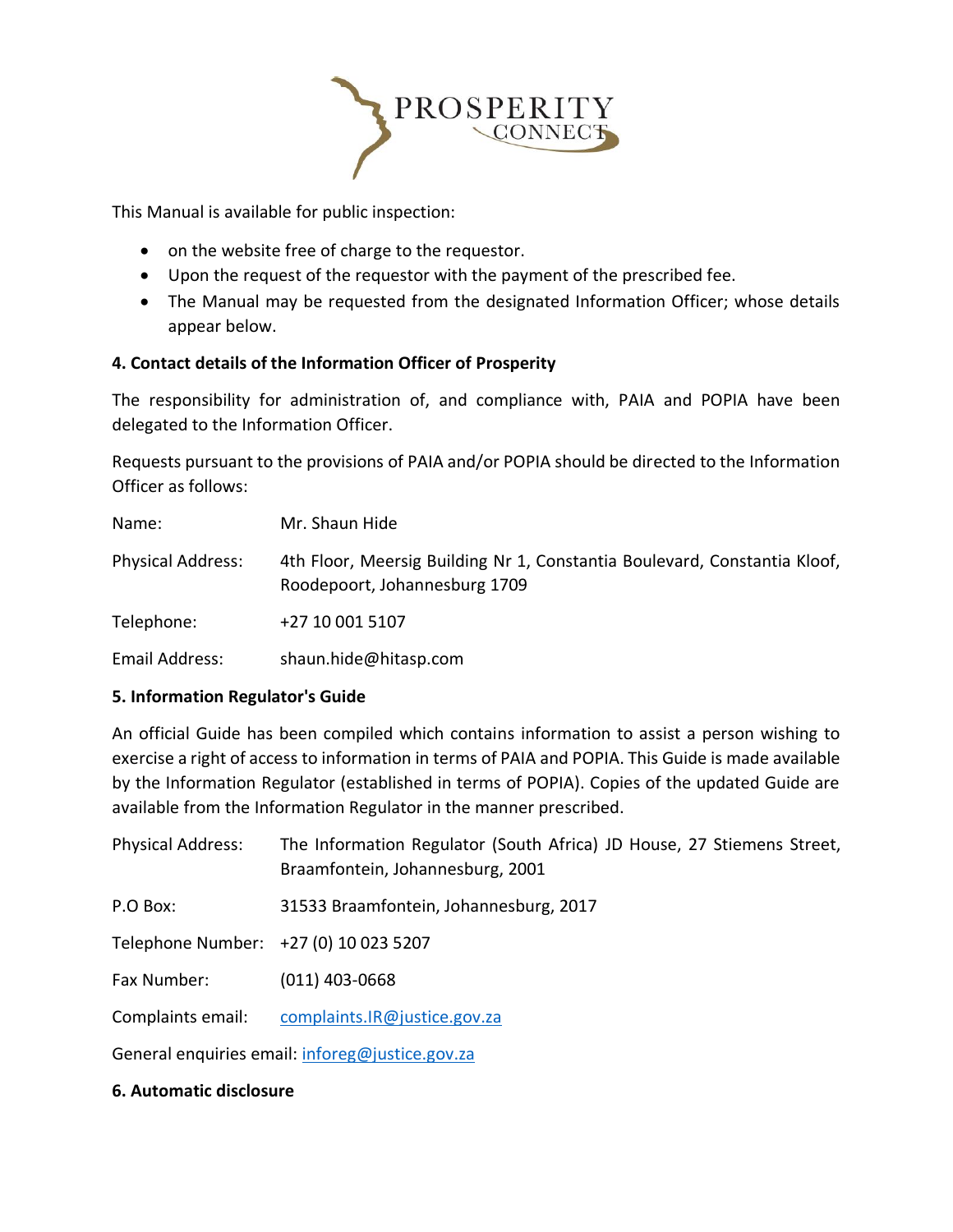This Manual is available for public inspection:

- on the website free of charge to the requestor.
- Upon the request of the requestor with the payment of the prescribed fee.
- The Manual may be requested from the designated Information Officer; whose details appear below.

**4. Contact details of the Information Officer of Prosperity**

The responsibility for administration of, and compliance with, PAIA and POPIA have been delegated to the Information Officer.

Requests pursuant to the provisions of PAIA and/or POPIA should be directed to the Information Officer as follows:

| | |
|---|---|
| Name: | Mr. Shaun Hide |
| Physical Address: | 4th Floor, Meersig Building Nr 1, Constantia Boulevard, Constantia Kloof, Roodepoort, Johannesburg 1709 |
| Telephone: | +27 10 001 5107 |
| Email Address: | shaun.hide@hitasp.com |

**5. Information Regulator's Guide**

An official Guide has been compiled which contains information to assist a person wishing to exercise a right of access to information in terms of PAIA and POPIA. This Guide is made available by the Information Regulator (established in terms of POPIA). Copies of the updated Guide are available from the Information Regulator in the manner prescribed.

| | |
|---|---|
| Physical Address: | The Information Regulator (South Africa) JD House, 27 Stiemens Street, Braamfontein, Johannesburg, 2001 |
| P.O Box: | 31533 Braamfontein, Johannesburg, 2017 |
| Telephone Number: | +27 (0) 10 023 5207 |
| Fax Number: | (011) 403-0668 |
| Complaints email: | complaints.IR@justice.gov.za |

General enquiries email: inforeg@justice.gov.za

**6. Automatic disclosure**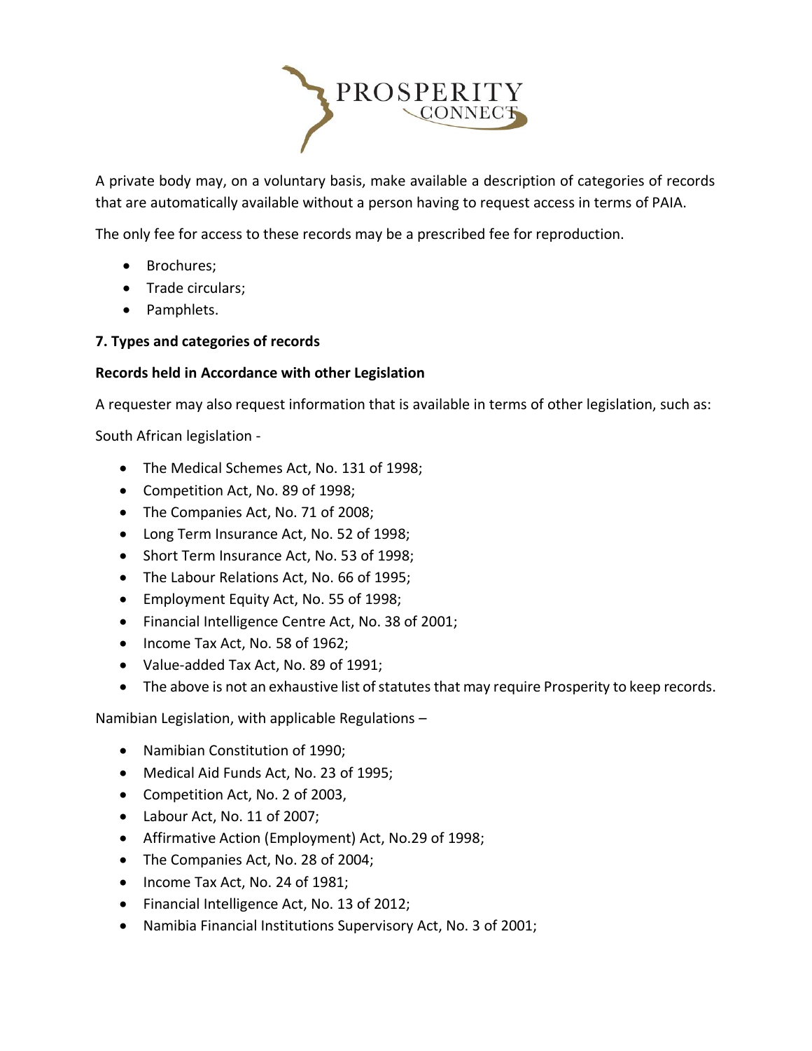A private body may, on a voluntary basis, make available a description of categories of records that are automatically available without a person having to request access in terms of PAIA.

The only fee for access to these records may be a prescribed fee for reproduction.

- Brochures;
- Trade circulars;
- Pamphlets.

**7. Types and categories of records**

**Records held in Accordance with other Legislation**

A requester may also request information that is available in terms of other legislation, such as:

South African legislation -

- The Medical Schemes Act, No. 131 of 1998;
- Competition Act, No. 89 of 1998;
- The Companies Act, No. 71 of 2008;
- Long Term Insurance Act, No. 52 of 1998;
- Short Term Insurance Act, No. 53 of 1998;
- The Labour Relations Act, No. 66 of 1995;
- Employment Equity Act, No. 55 of 1998;
- Financial Intelligence Centre Act, No. 38 of 2001;
- Income Tax Act, No. 58 of 1962;
- Value-added Tax Act, No. 89 of 1991;
- The above is not an exhaustive list of statutes that may require Prosperity to keep records.

Namibian Legislation, with applicable Regulations –

- Namibian Constitution of 1990;
- Medical Aid Funds Act, No. 23 of 1995;
- Competition Act, No. 2 of 2003,
- Labour Act, No. 11 of 2007;
- Affirmative Action (Employment) Act, No.29 of 1998;
- The Companies Act, No. 28 of 2004;
- Income Tax Act, No. 24 of 1981;
- Financial Intelligence Act, No. 13 of 2012;
- Namibia Financial Institutions Supervisory Act, No. 3 of 2001;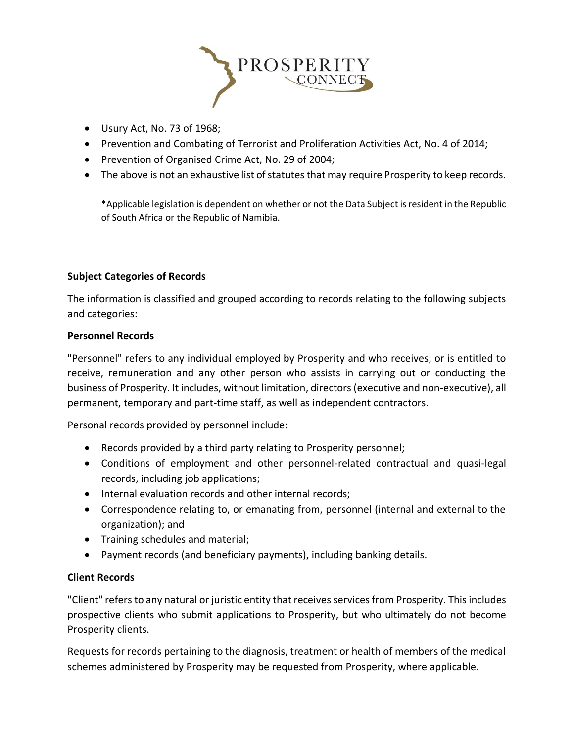- Usury Act, No. 73 of 1968;
- Prevention and Combating of Terrorist and Proliferation Activities Act, No. 4 of 2014;
- Prevention of Organised Crime Act, No. 29 of 2004;
- The above is not an exhaustive list of statutes that may require Prosperity to keep records.

  *Applicable legislation is dependent on whether or not the Data Subject is resident in the Republic of South Africa or the Republic of Namibia.

**Subject Categories of Records**

The information is classified and grouped according to records relating to the following subjects and categories:

**Personnel Records**

"Personnel" refers to any individual employed by Prosperity and who receives, or is entitled to receive, remuneration and any other person who assists in carrying out or conducting the business of Prosperity. It includes, without limitation, directors (executive and non-executive), all permanent, temporary and part-time staff, as well as independent contractors.

Personal records provided by personnel include:

- Records provided by a third party relating to Prosperity personnel;
- Conditions of employment and other personnel-related contractual and quasi-legal records, including job applications;
- Internal evaluation records and other internal records;
- Correspondence relating to, or emanating from, personnel (internal and external to the organization); and
- Training schedules and material;
- Payment records (and beneficiary payments), including banking details.

**Client Records**

"Client" refers to any natural or juristic entity that receives services from Prosperity. This includes prospective clients who submit applications to Prosperity, but who ultimately do not become Prosperity clients.

Requests for records pertaining to the diagnosis, treatment or health of members of the medical schemes administered by Prosperity may be requested from Prosperity, where applicable.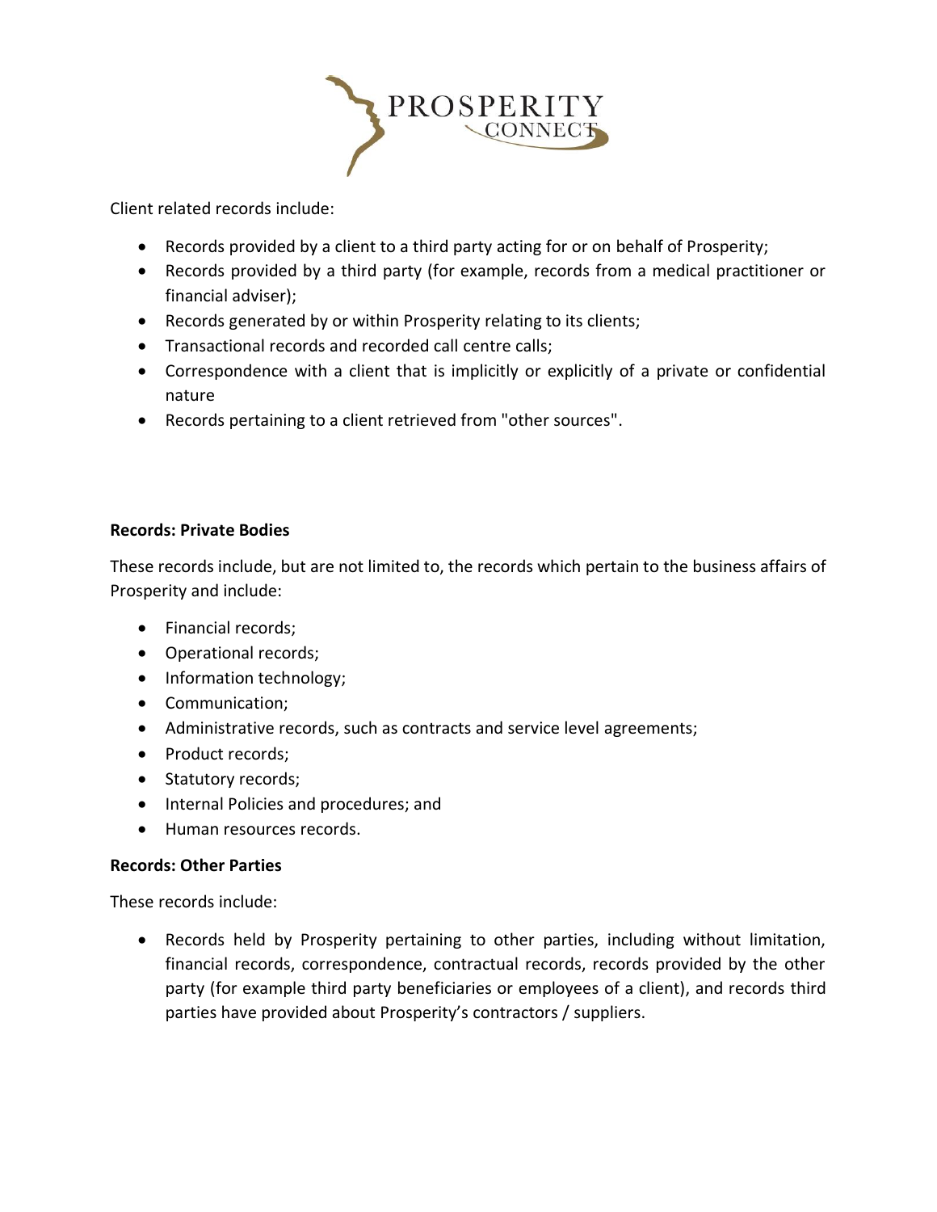Client related records include:

- Records provided by a client to a third party acting for or on behalf of Prosperity;
- Records provided by a third party (for example, records from a medical practitioner or financial adviser);
- Records generated by or within Prosperity relating to its clients;
- Transactional records and recorded call centre calls;
- Correspondence with a client that is implicitly or explicitly of a private or confidential nature
- Records pertaining to a client retrieved from "other sources".

**Records: Private Bodies**

These records include, but are not limited to, the records which pertain to the business affairs of Prosperity and include:

- Financial records;
- Operational records;
- Information technology;
- Communication;
- Administrative records, such as contracts and service level agreements;
- Product records;
- Statutory records;
- Internal Policies and procedures; and
- Human resources records.

**Records: Other Parties**

These records include:

- Records held by Prosperity pertaining to other parties, including without limitation, financial records, correspondence, contractual records, records provided by the other party (for example third party beneficiaries or employees of a client), and records third parties have provided about Prosperity's contractors / suppliers.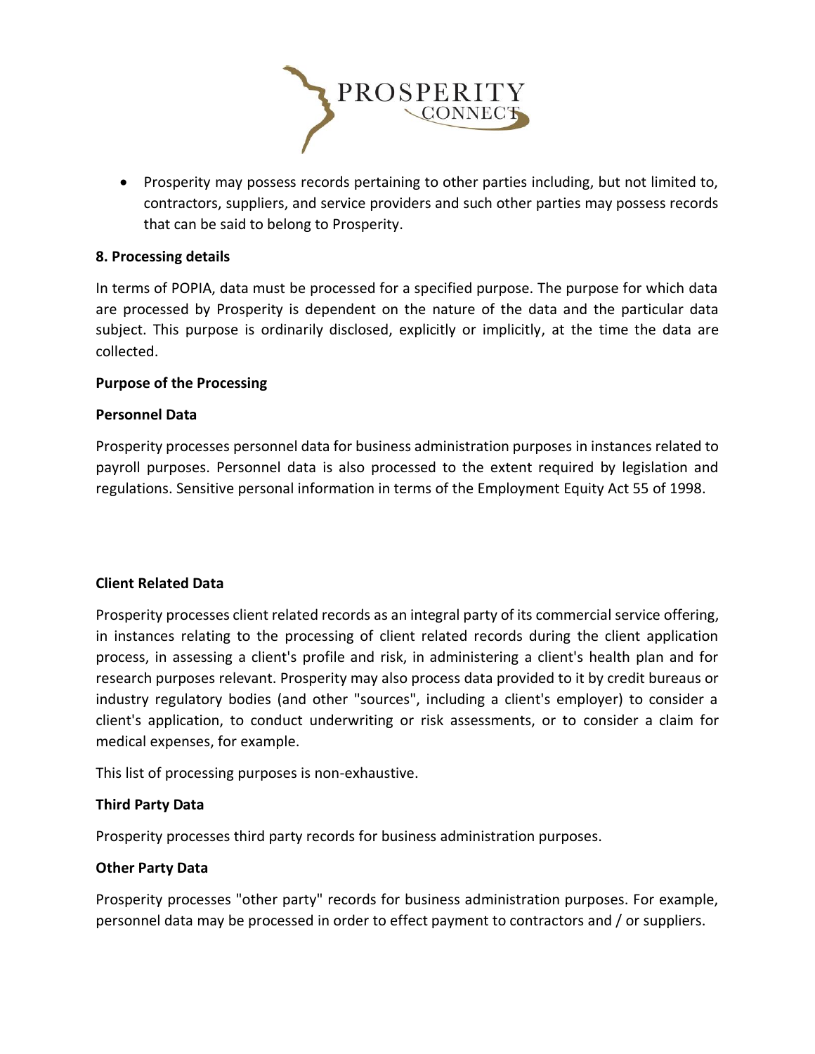- Prosperity may possess records pertaining to other parties including, but not limited to, contractors, suppliers, and service providers and such other parties may possess records that can be said to belong to Prosperity.

**8. Processing details**

In terms of POPIA, data must be processed for a specified purpose. The purpose for which data are processed by Prosperity is dependent on the nature of the data and the particular data subject. This purpose is ordinarily disclosed, explicitly or implicitly, at the time the data are collected.

**Purpose of the Processing**

**Personnel Data**

Prosperity processes personnel data for business administration purposes in instances related to payroll purposes. Personnel data is also processed to the extent required by legislation and regulations. Sensitive personal information in terms of the Employment Equity Act 55 of 1998.

**Client Related Data**

Prosperity processes client related records as an integral party of its commercial service offering, in instances relating to the processing of client related records during the client application process, in assessing a client's profile and risk, in administering a client's health plan and for research purposes relevant. Prosperity may also process data provided to it by credit bureaus or industry regulatory bodies (and other "sources", including a client's employer) to consider a client's application, to conduct underwriting or risk assessments, or to consider a claim for medical expenses, for example.

This list of processing purposes is non-exhaustive.

**Third Party Data**

Prosperity processes third party records for business administration purposes.

**Other Party Data**

Prosperity processes "other party" records for business administration purposes. For example, personnel data may be processed in order to effect payment to contractors and / or suppliers.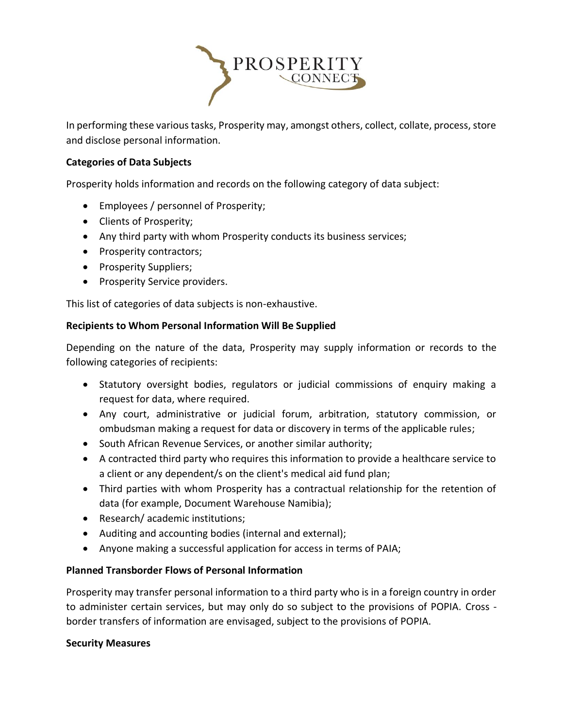In performing these various tasks, Prosperity may, amongst others, collect, collate, process, store and disclose personal information.

**Categories of Data Subjects**

Prosperity holds information and records on the following category of data subject:

- Employees / personnel of Prosperity;
- Clients of Prosperity;
- Any third party with whom Prosperity conducts its business services;
- Prosperity contractors;
- Prosperity Suppliers;
- Prosperity Service providers.

This list of categories of data subjects is non-exhaustive.

**Recipients to Whom Personal Information Will Be Supplied**

Depending on the nature of the data, Prosperity may supply information or records to the following categories of recipients:

- Statutory oversight bodies, regulators or judicial commissions of enquiry making a request for data, where required.
- Any court, administrative or judicial forum, arbitration, statutory commission, or ombudsman making a request for data or discovery in terms of the applicable rules;
- South African Revenue Services, or another similar authority;
- A contracted third party who requires this information to provide a healthcare service to a client or any dependent/s on the client's medical aid fund plan;
- Third parties with whom Prosperity has a contractual relationship for the retention of data (for example, Document Warehouse Namibia);
- Research/ academic institutions;
- Auditing and accounting bodies (internal and external);
- Anyone making a successful application for access in terms of PAIA;

**Planned Transborder Flows of Personal Information**

Prosperity may transfer personal information to a third party who is in a foreign country in order to administer certain services, but may only do so subject to the provisions of POPIA. Cross - border transfers of information are envisaged, subject to the provisions of POPIA.

**Security Measures**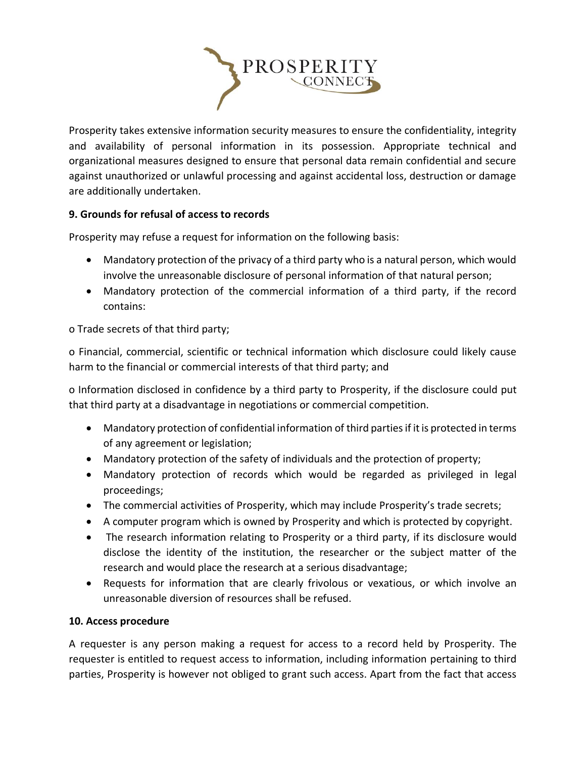Prosperity takes extensive information security measures to ensure the confidentiality, integrity and availability of personal information in its possession. Appropriate technical and organizational measures designed to ensure that personal data remain confidential and secure against unauthorized or unlawful processing and against accidental loss, destruction or damage are additionally undertaken.

**9. Grounds for refusal of access to records**

Prosperity may refuse a request for information on the following basis:

- Mandatory protection of the privacy of a third party who is a natural person, which would involve the unreasonable disclosure of personal information of that natural person;
- Mandatory protection of the commercial information of a third party, if the record contains:

o Trade secrets of that third party;

o Financial, commercial, scientific or technical information which disclosure could likely cause harm to the financial or commercial interests of that third party; and

o Information disclosed in confidence by a third party to Prosperity, if the disclosure could put that third party at a disadvantage in negotiations or commercial competition.

- Mandatory protection of confidential information of third parties if it is protected in terms of any agreement or legislation;
- Mandatory protection of the safety of individuals and the protection of property;
- Mandatory protection of records which would be regarded as privileged in legal proceedings;
- The commercial activities of Prosperity, which may include Prosperity's trade secrets;
- A computer program which is owned by Prosperity and which is protected by copyright.
- The research information relating to Prosperity or a third party, if its disclosure would disclose the identity of the institution, the researcher or the subject matter of the research and would place the research at a serious disadvantage;
- Requests for information that are clearly frivolous or vexatious, or which involve an unreasonable diversion of resources shall be refused.

**10. Access procedure**

A requester is any person making a request for access to a record held by Prosperity. The requester is entitled to request access to information, including information pertaining to third parties, Prosperity is however not obliged to grant such access. Apart from the fact that access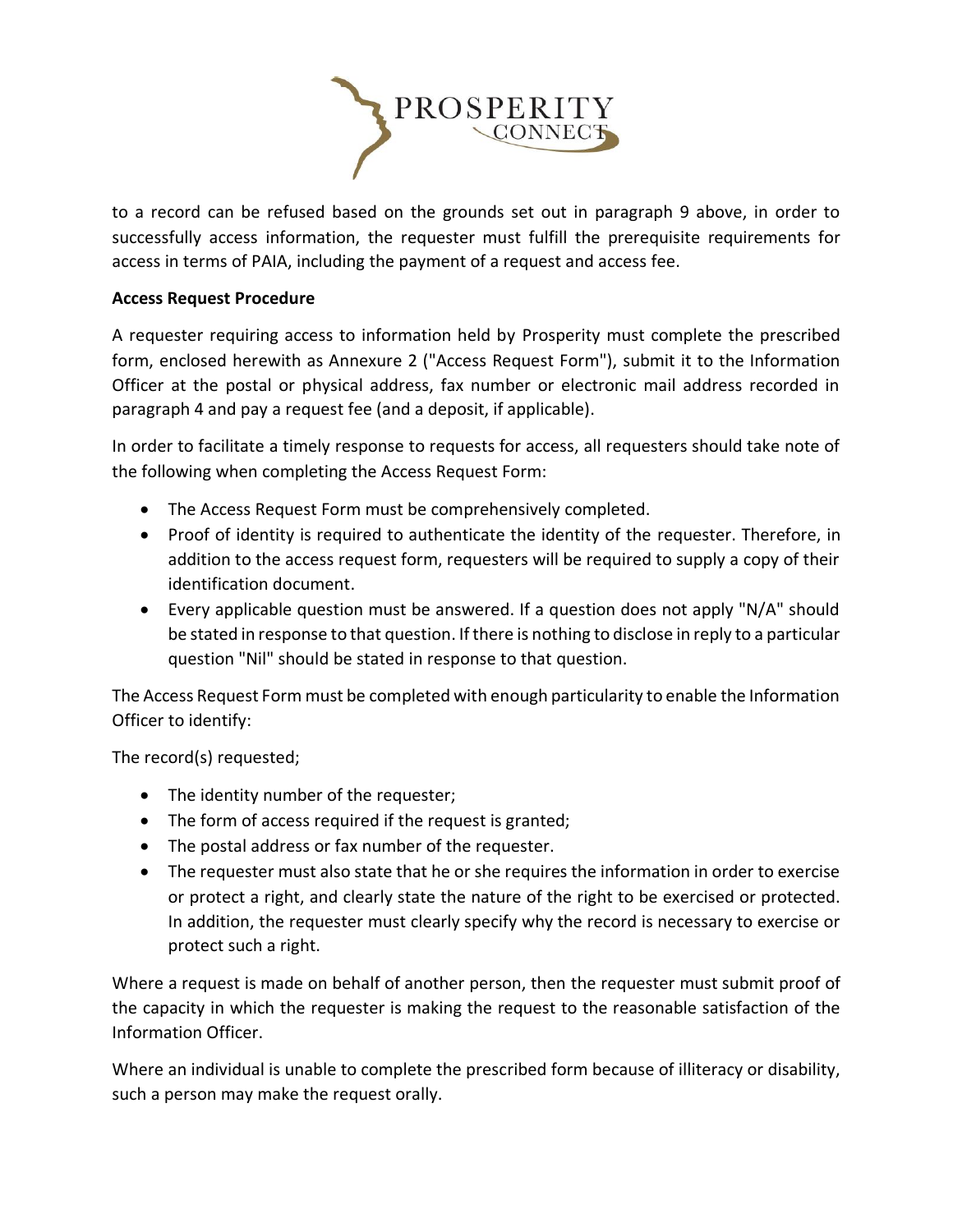to a record can be refused based on the grounds set out in paragraph 9 above, in order to successfully access information, the requester must fulfill the prerequisite requirements for access in terms of PAIA, including the payment of a request and access fee.

**Access Request Procedure**

A requester requiring access to information held by Prosperity must complete the prescribed form, enclosed herewith as Annexure 2 ("Access Request Form"), submit it to the Information Officer at the postal or physical address, fax number or electronic mail address recorded in paragraph 4 and pay a request fee (and a deposit, if applicable).

In order to facilitate a timely response to requests for access, all requesters should take note of the following when completing the Access Request Form:

- The Access Request Form must be comprehensively completed.
- Proof of identity is required to authenticate the identity of the requester. Therefore, in addition to the access request form, requesters will be required to supply a copy of their identification document.
- Every applicable question must be answered. If a question does not apply "N/A" should be stated in response to that question. If there is nothing to disclose in reply to a particular question "Nil" should be stated in response to that question.

The Access Request Form must be completed with enough particularity to enable the Information Officer to identify:

The record(s) requested;

- The identity number of the requester;
- The form of access required if the request is granted;
- The postal address or fax number of the requester.
- The requester must also state that he or she requires the information in order to exercise or protect a right, and clearly state the nature of the right to be exercised or protected. In addition, the requester must clearly specify why the record is necessary to exercise or protect such a right.

Where a request is made on behalf of another person, then the requester must submit proof of the capacity in which the requester is making the request to the reasonable satisfaction of the Information Officer.

Where an individual is unable to complete the prescribed form because of illiteracy or disability, such a person may make the request orally.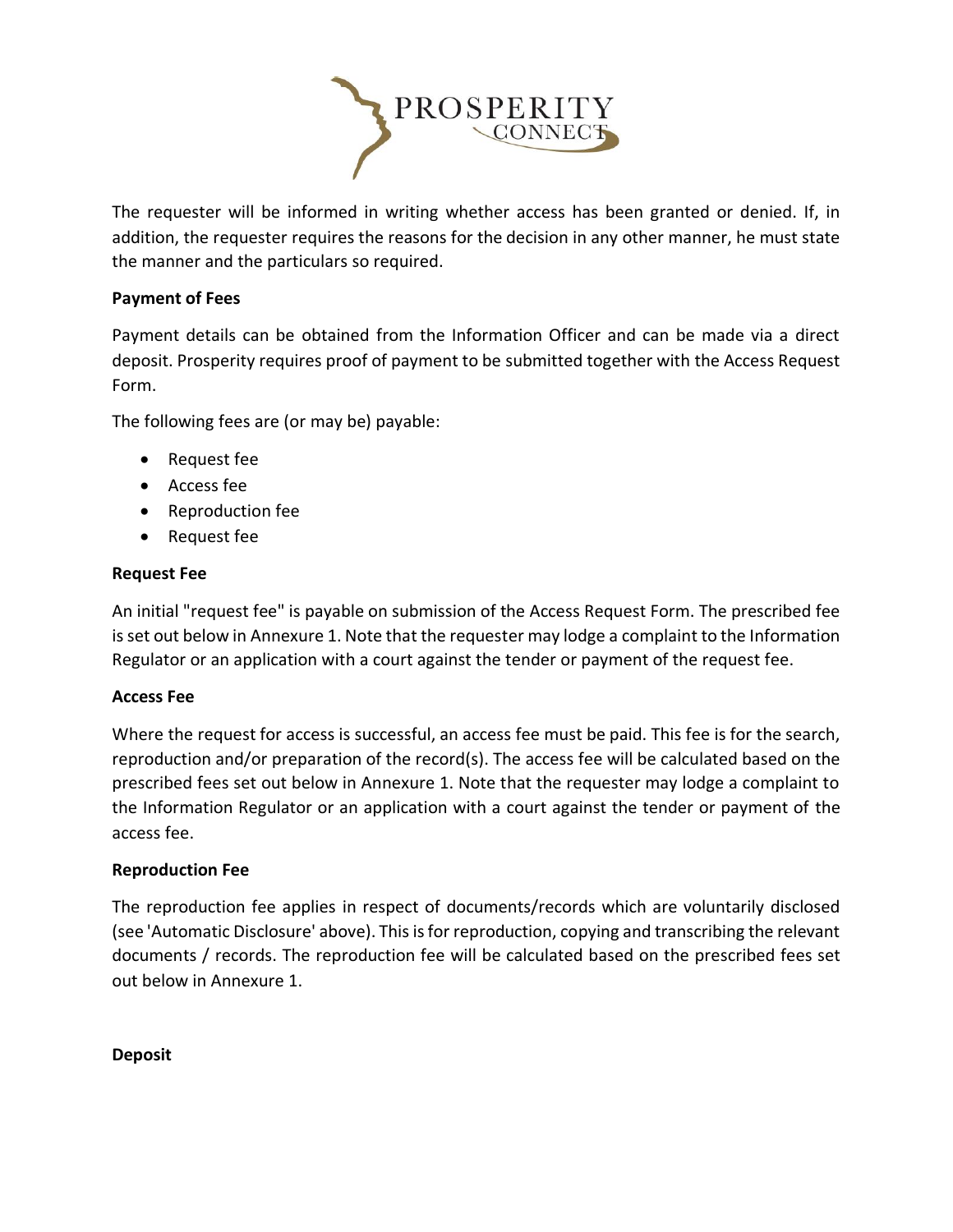The requester will be informed in writing whether access has been granted or denied. If, in addition, the requester requires the reasons for the decision in any other manner, he must state the manner and the particulars so required.

**Payment of Fees**

Payment details can be obtained from the Information Officer and can be made via a direct deposit. Prosperity requires proof of payment to be submitted together with the Access Request Form.

The following fees are (or may be) payable:

- Request fee
- Access fee
- Reproduction fee
- Request fee

**Request Fee**

An initial "request fee" is payable on submission of the Access Request Form. The prescribed fee is set out below in Annexure 1. Note that the requester may lodge a complaint to the Information Regulator or an application with a court against the tender or payment of the request fee.

**Access Fee**

Where the request for access is successful, an access fee must be paid. This fee is for the search, reproduction and/or preparation of the record(s). The access fee will be calculated based on the prescribed fees set out below in Annexure 1. Note that the requester may lodge a complaint to the Information Regulator or an application with a court against the tender or payment of the access fee.

**Reproduction Fee**

The reproduction fee applies in respect of documents/records which are voluntarily disclosed (see 'Automatic Disclosure' above). This is for reproduction, copying and transcribing the relevant documents / records. The reproduction fee will be calculated based on the prescribed fees set out below in Annexure 1.

**Deposit**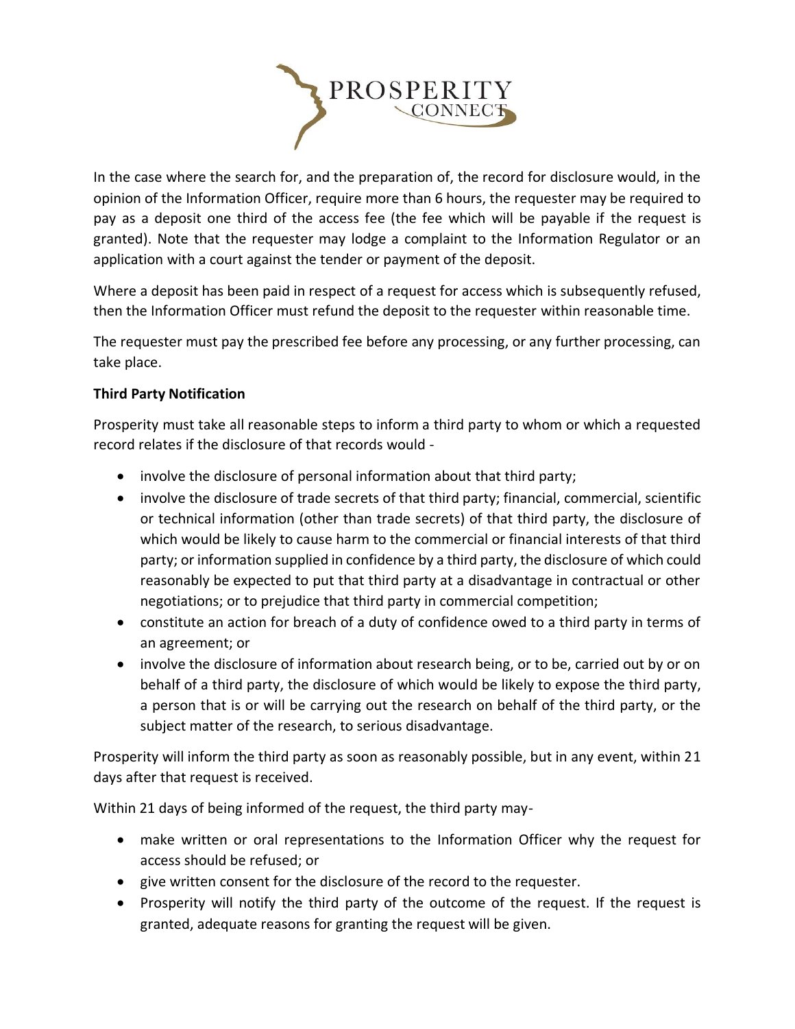In the case where the search for, and the preparation of, the record for disclosure would, in the opinion of the Information Officer, require more than 6 hours, the requester may be required to pay as a deposit one third of the access fee (the fee which will be payable if the request is granted). Note that the requester may lodge a complaint to the Information Regulator or an application with a court against the tender or payment of the deposit.

Where a deposit has been paid in respect of a request for access which is subsequently refused, then the Information Officer must refund the deposit to the requester within reasonable time.

The requester must pay the prescribed fee before any processing, or any further processing, can take place.

**Third Party Notification**

Prosperity must take all reasonable steps to inform a third party to whom or which a requested record relates if the disclosure of that records would -

- involve the disclosure of personal information about that third party;
- involve the disclosure of trade secrets of that third party; financial, commercial, scientific or technical information (other than trade secrets) of that third party, the disclosure of which would be likely to cause harm to the commercial or financial interests of that third party; or information supplied in confidence by a third party, the disclosure of which could reasonably be expected to put that third party at a disadvantage in contractual or other negotiations; or to prejudice that third party in commercial competition;
- constitute an action for breach of a duty of confidence owed to a third party in terms of an agreement; or
- involve the disclosure of information about research being, or to be, carried out by or on behalf of a third party, the disclosure of which would be likely to expose the third party, a person that is or will be carrying out the research on behalf of the third party, or the subject matter of the research, to serious disadvantage.

Prosperity will inform the third party as soon as reasonably possible, but in any event, within 21 days after that request is received.

Within 21 days of being informed of the request, the third party may-

- make written or oral representations to the Information Officer why the request for access should be refused; or
- give written consent for the disclosure of the record to the requester.
- Prosperity will notify the third party of the outcome of the request. If the request is granted, adequate reasons for granting the request will be given.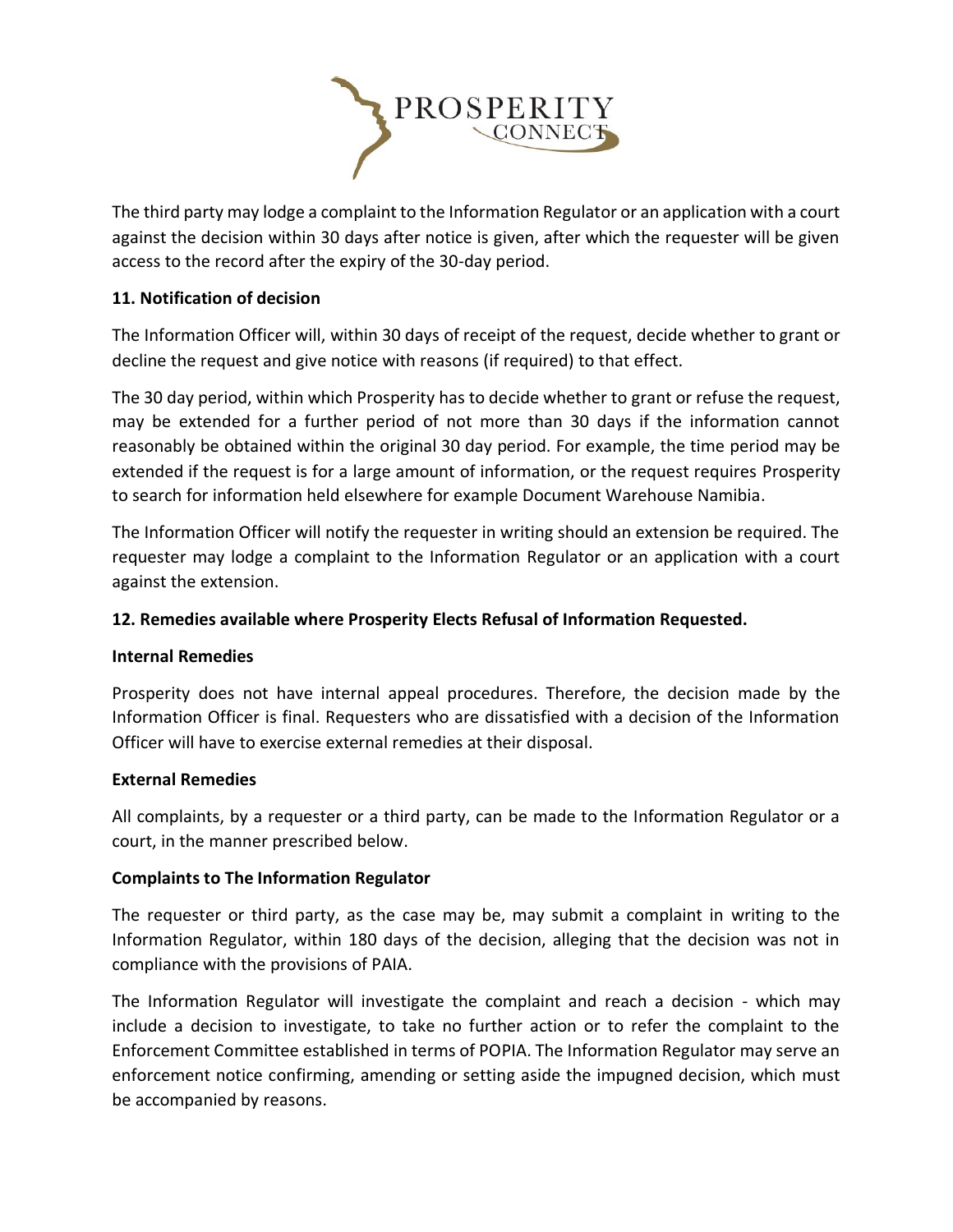The third party may lodge a complaint to the Information Regulator or an application with a court against the decision within 30 days after notice is given, after which the requester will be given access to the record after the expiry of the 30-day period.

**11. Notification of decision**

The Information Officer will, within 30 days of receipt of the request, decide whether to grant or decline the request and give notice with reasons (if required) to that effect.

The 30 day period, within which Prosperity has to decide whether to grant or refuse the request, may be extended for a further period of not more than 30 days if the information cannot reasonably be obtained within the original 30 day period. For example, the time period may be extended if the request is for a large amount of information, or the request requires Prosperity to search for information held elsewhere for example Document Warehouse Namibia.

The Information Officer will notify the requester in writing should an extension be required. The requester may lodge a complaint to the Information Regulator or an application with a court against the extension.

**12. Remedies available where Prosperity Elects Refusal of Information Requested.**

**Internal Remedies**

Prosperity does not have internal appeal procedures. Therefore, the decision made by the Information Officer is final. Requesters who are dissatisfied with a decision of the Information Officer will have to exercise external remedies at their disposal.

**External Remedies**

All complaints, by a requester or a third party, can be made to the Information Regulator or a court, in the manner prescribed below.

**Complaints to The Information Regulator**

The requester or third party, as the case may be, may submit a complaint in writing to the Information Regulator, within 180 days of the decision, alleging that the decision was not in compliance with the provisions of PAIA.

The Information Regulator will investigate the complaint and reach a decision - which may include a decision to investigate, to take no further action or to refer the complaint to the Enforcement Committee established in terms of POPIA. The Information Regulator may serve an enforcement notice confirming, amending or setting aside the impugned decision, which must be accompanied by reasons.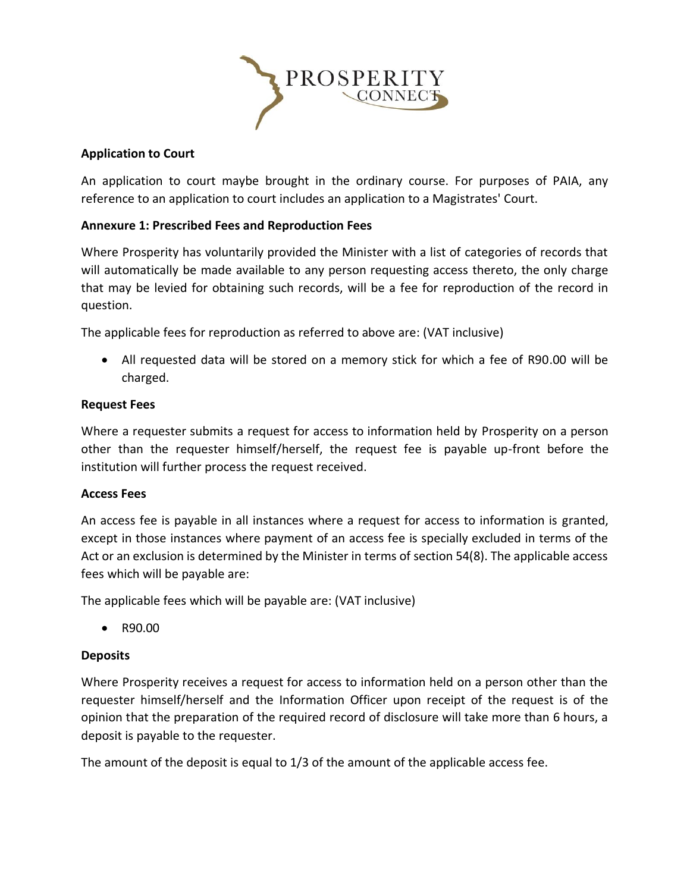**Application to Court**

An application to court maybe brought in the ordinary course. For purposes of PAIA, any reference to an application to court includes an application to a Magistrates' Court.

**Annexure 1: Prescribed Fees and Reproduction Fees**

Where Prosperity has voluntarily provided the Minister with a list of categories of records that will automatically be made available to any person requesting access thereto, the only charge that may be levied for obtaining such records, will be a fee for reproduction of the record in question.

The applicable fees for reproduction as referred to above are: (VAT inclusive)

- All requested data will be stored on a memory stick for which a fee of R90.00 will be charged.

**Request Fees**

Where a requester submits a request for access to information held by Prosperity on a person other than the requester himself/herself, the request fee is payable up-front before the institution will further process the request received.

**Access Fees**

An access fee is payable in all instances where a request for access to information is granted, except in those instances where payment of an access fee is specially excluded in terms of the Act or an exclusion is determined by the Minister in terms of section 54(8). The applicable access fees which will be payable are:

The applicable fees which will be payable are: (VAT inclusive)

- R90.00

**Deposits**

Where Prosperity receives a request for access to information held on a person other than the requester himself/herself and the Information Officer upon receipt of the request is of the opinion that the preparation of the required record of disclosure will take more than 6 hours, a deposit is payable to the requester.

The amount of the deposit is equal to 1/3 of the amount of the applicable access fee.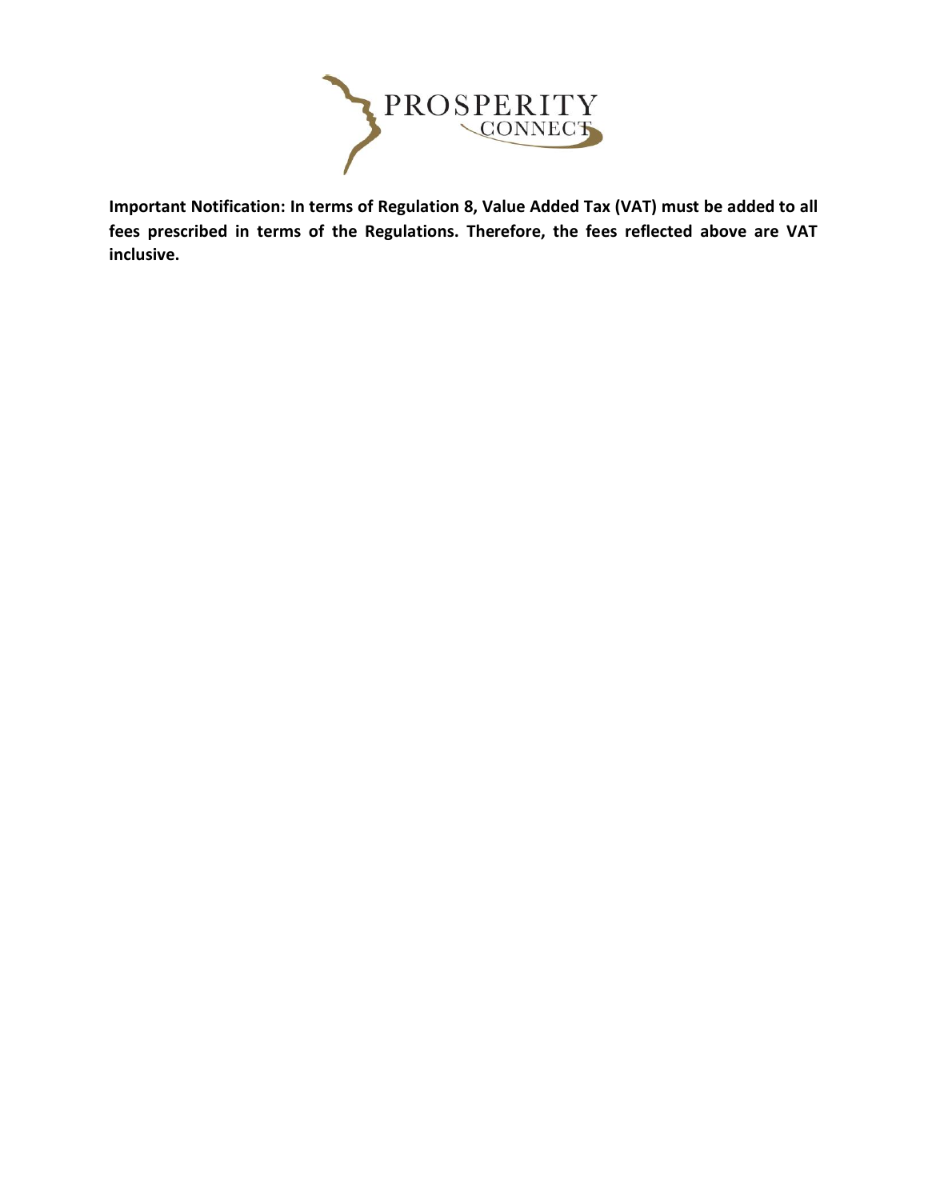**Important Notification: In terms of Regulation 8, Value Added Tax (VAT) must be added to all fees prescribed in terms of the Regulations. Therefore, the fees reflected above are VAT inclusive.**